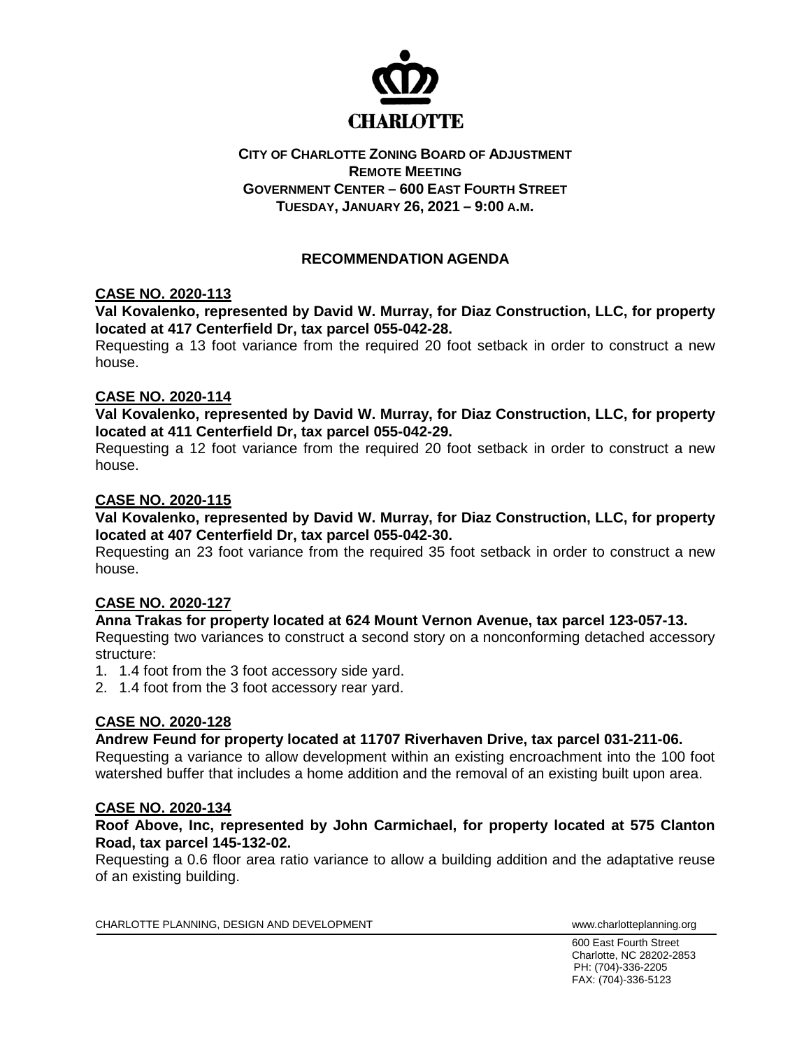CHARLOTTE

**CITY OF CHARLOTTE ZONING BOARD OF ADJUSTMENT**
**REMOTE MEETING**
**GOVERNMENT CENTER – 600 EAST FOURTH STREET**
**TUESDAY, JANUARY 26, 2021 – 9:00 A.M.**

## RECOMMENDATION AGENDA

### CASE NO. 2020-113

**Val Kovalenko, represented by David W. Murray, for Diaz Construction, LLC, for property located at 417 Centerfield Dr, tax parcel 055-042-28.**

Requesting a 13 foot variance from the required 20 foot setback in order to construct a new house.

### CASE NO. 2020-114

**Val Kovalenko, represented by David W. Murray, for Diaz Construction, LLC, for property located at 411 Centerfield Dr, tax parcel 055-042-29.**

Requesting a 12 foot variance from the required 20 foot setback in order to construct a new house.

### CASE NO. 2020-115

**Val Kovalenko, represented by David W. Murray, for Diaz Construction, LLC, for property located at 407 Centerfield Dr, tax parcel 055-042-30.**

Requesting an 23 foot variance from the required 35 foot setback in order to construct a new house.

### CASE NO. 2020-127

**Anna Trakas for property located at 624 Mount Vernon Avenue, tax parcel 123-057-13.**

Requesting two variances to construct a second story on a nonconforming detached accessory structure:

1. 1.4 foot from the 3 foot accessory side yard.
2. 1.4 foot from the 3 foot accessory rear yard.

### CASE NO. 2020-128

**Andrew Feund for property located at 11707 Riverhaven Drive, tax parcel 031-211-06.**

Requesting a variance to allow development within an existing encroachment into the 100 foot watershed buffer that includes a home addition and the removal of an existing built upon area.

### CASE NO. 2020-134

**Roof Above, Inc, represented by John Carmichael, for property located at 575 Clanton Road, tax parcel 145-132-02.**

Requesting a 0.6 floor area ratio variance to allow a building addition and the adaptative reuse of an existing building.

CHARLOTTE PLANNING, DESIGN AND DEVELOPMENT www.charlotteplanning.org

600 East Fourth Street
Charlotte, NC 28202-2853
PH: (704)-336-2205
FAX: (704)-336-5123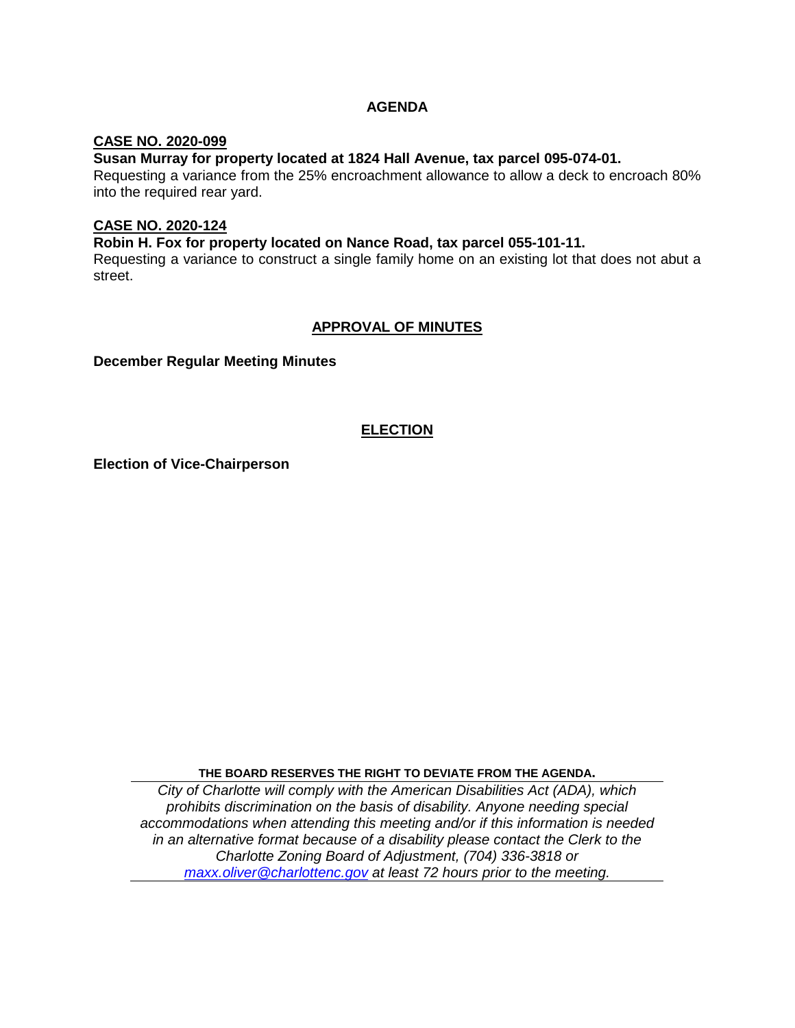# AGENDA

**CASE NO. 2020-099**

**Susan Murray for property located at 1824 Hall Avenue, tax parcel 095-074-01.**

Requesting a variance from the 25% encroachment allowance to allow a deck to encroach 80% into the required rear yard.

**CASE NO. 2020-124**

**Robin H. Fox for property located on Nance Road, tax parcel 055-101-11.**

Requesting a variance to construct a single family home on an existing lot that does not abut a street.

## APPROVAL OF MINUTES

**December Regular Meeting Minutes**

## ELECTION

**Election of Vice-Chairperson**

**THE BOARD RESERVES THE RIGHT TO DEVIATE FROM THE AGENDA.**

*City of Charlotte will comply with the American Disabilities Act (ADA), which prohibits discrimination on the basis of disability. Anyone needing special accommodations when attending this meeting and/or if this information is needed in an alternative format because of a disability please contact the Clerk to the Charlotte Zoning Board of Adjustment, (704) 336-3818 or maxx.oliver@charlottenc.gov at least 72 hours prior to the meeting.*